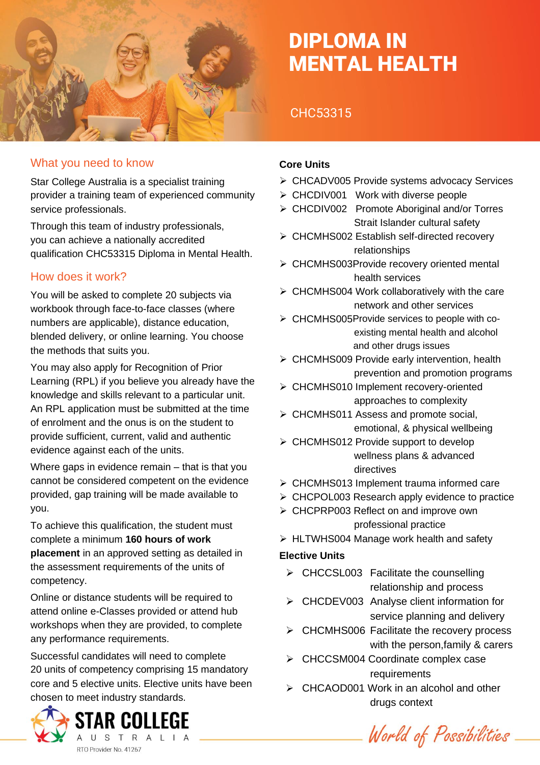# DIPLOMA IN MENTAL HEALTH

CHC53315

## What you need to know

Star College Australia is a specialist training provider a training team of experienced community service professionals.

Through this team of industry professionals, you can achieve a nationally accredited qualification CHC53315 Diploma in Mental Health.

## How does it work?

You will be asked to complete 20 subjects via workbook through face-to-face classes (where numbers are applicable), distance education, blended delivery, or online learning. You choose the methods that suits you.

You may also apply for Recognition of Prior Learning (RPL) if you believe you already have the knowledge and skills relevant to a particular unit. An RPL application must be submitted at the time of enrolment and the onus is on the student to provide sufficient, current, valid and authentic evidence against each of the units.

Where gaps in evidence remain – that is that you cannot be considered competent on the evidence provided, gap training will be made available to you.

To achieve this qualification, the student must complete a minimum **160 hours of work placement** in an approved setting as detailed in the assessment requirements of the units of competency.

Online or distance students will be required to attend online e-Classes provided or attend hub workshops when they are provided, to complete any performance requirements.

Successful candidates will need to complete 20 units of competency comprising 15 mandatory core and 5 elective units. Elective units have been chosen to meet industry standards.

### Core Units

- CHCADV005 Provide systems advocacy Services
- CHCDIV001 Work with diverse people
- CHCDIV002 Promote Aboriginal and/or Torres Strait Islander cultural safety
- CHCMHS002 Establish self-directed recovery relationships
- CHCMHS003Provide recovery oriented mental health services
- CHCMHS004 Work collaboratively with the care network and other services
- CHCMHS005Provide services to people with co-existing mental health and alcohol and other drugs issues
- CHCMHS009 Provide early intervention, health prevention and promotion programs
- CHCMHS010 Implement recovery-oriented approaches to complexity
- CHCMHS011 Assess and promote social, emotional, & physical wellbeing
- CHCMHS012 Provide support to develop wellness plans & advanced directives
- CHCMHS013 Implement trauma informed care
- CHCPOL003 Research apply evidence to practice
- CHCPRP003 Reflect on and improve own professional practice
- HLTWHS004 Manage work health and safety

### Elective Units

- CHCCSL003 Facilitate the counselling relationship and process
- CHCDEV003 Analyse client information for service planning and delivery
- CHCMHS006 Facilitate the recovery process with the person,family & carers
- CHCCSM004 Coordinate complex case requirements
- CHCAOD001 Work in an alcohol and other drugs context

STAR COLLEGE AUSTRALIA
RTO Provider No. 41267

World of Possibilities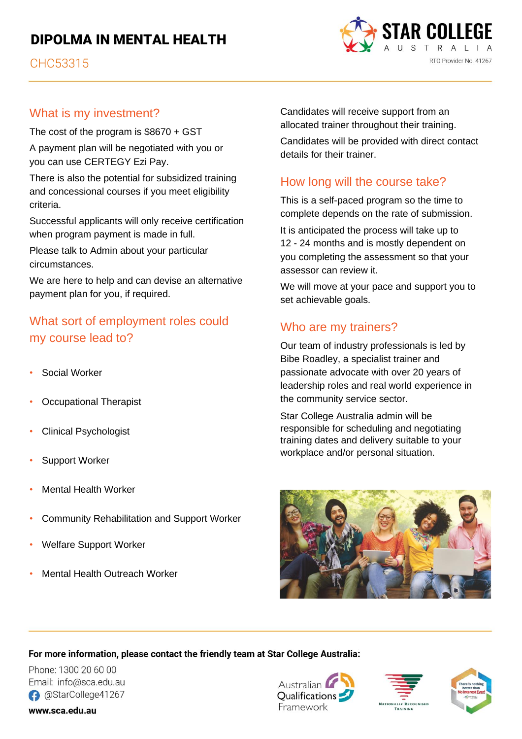# DIPOLMA IN MENTAL HEALTH

CHC53315

STAR COLLEGE AUSTRALIA
RTO Provider No. 41267

## What is my investment?

The cost of the program is $8670 + GST

A payment plan will be negotiated with you or you can use CERTEGY Ezi Pay.

There is also the potential for subsidized training and concessional courses if you meet eligibility criteria.

Successful applicants will only receive certification when program payment is made in full.

Please talk to Admin about your particular circumstances.

We are here to help and can devise an alternative payment plan for you, if required.

## What sort of employment roles could my course lead to?

- Social Worker
- Occupational Therapist
- Clinical Psychologist
- Support Worker
- Mental Health Worker
- Community Rehabilitation and Support Worker
- Welfare Support Worker
- Mental Health Outreach Worker

Candidates will receive support from an allocated trainer throughout their training.

Candidates will be provided with direct contact details for their trainer.

## How long will the course take?

This is a self-paced program so the time to complete depends on the rate of submission.

It is anticipated the process will take up to 12 - 24 months and is mostly dependent on you completing the assessment so that your assessor can review it.

We will move at your pace and support you to set achievable goals.

## Who are my trainers?

Our team of industry professionals is led by Bibe Roadley, a specialist trainer and passionate advocate with over 20 years of leadership roles and real world experience in the community service sector.

Star College Australia admin will be responsible for scheduling and negotiating training dates and delivery suitable to your workplace and/or personal situation.

**For more information, please contact the friendly team at Star College Australia:**

Phone: 1300 20 60 00
Email: info@sca.edu.au
@StarCollege41267

**www.sca.edu.au**

Australian Qualifications Framework

Nationally Recognised Training

There is nothing better than No Interest Ever!